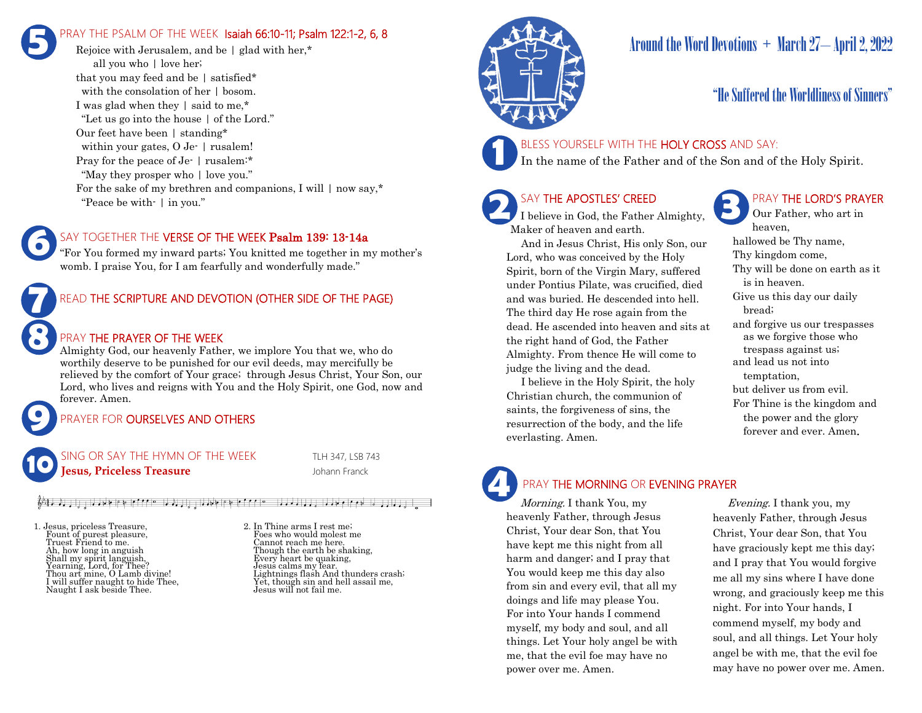# Around the Word Devotions + March 27— April 2, 2022

## "He Suffered the Worldliness of Sinners"

### 1 BLESS YOURSELF WITH THE HOLY CROSS AND SAY:

In the name of the Father and of the Son and of the Holy Spirit.

### 2 SAY THE APOSTLES' CREED

I believe in God, the Father Almighty, Maker of heaven and earth.

And in Jesus Christ, His only Son, our Lord, who was conceived by the Holy Spirit, born of the Virgin Mary, suffered under Pontius Pilate, was crucified, died and was buried. He descended into hell. The third day He rose again from the dead. He ascended into heaven and sits at the right hand of God, the Father Almighty. From thence He will come to judge the living and the dead.

I believe in the Holy Spirit, the holy Christian church, the communion of saints, the forgiveness of sins, the resurrection of the body, and the life everlasting. Amen.

### 3 PRAY THE LORD'S PRAYER

Our Father, who art in heaven,
hallowed be Thy name,
Thy kingdom come,
Thy will be done on earth as it is in heaven.
Give us this day our daily bread;
and forgive us our trespasses as we forgive those who trespass against us;
and lead us not into temptation,
but deliver us from evil.
For Thine is the kingdom and the power and the glory forever and ever. Amen.

### 4 PRAY THE MORNING OR EVENING PRAYER

*Morning.* I thank You, my heavenly Father, through Jesus Christ, Your dear Son, that You have kept me this night from all harm and danger; and I pray that You would keep me this day also from sin and every evil, that all my doings and life may please You. For into Your hands I commend myself, my body and soul, and all things. Let Your holy angel be with me, that the evil foe may have no power over me. Amen.

*Evening.* I thank you, my heavenly Father, through Jesus Christ, Your dear Son, that You have graciously kept me this day; and I pray that You would forgive me all my sins where I have done wrong, and graciously keep me this night. For into Your hands, I commend myself, my body and soul, and all things. Let Your holy angel be with me, that the evil foe may have no power over me. Amen.

### 5 PRAY THE PSALM OF THE WEEK Isaiah 66:10-11; Psalm 122:1-2, 6, 8

Rejoice with Jerusalem, and be | glad with her,*
all you who | love her;
that you may feed and be | satisfied*
with the consolation of her | bosom.
I was glad when they | said to me,*
"Let us go into the house | of the Lord."
Our feet have been | standing*
within your gates, O Je- | rusalem!
Pray for the peace of Je- | rusalem:*
"May they prosper who | love you."
For the sake of my brethren and companions, I will | now say,*
"Peace be with- | in you."

### 6 SAY TOGETHER THE VERSE OF THE WEEK **Psalm 139: 13-14a**

"For You formed my inward parts; You knitted me together in my mother's womb. I praise You, for I am fearfully and wonderfully made."

### 7 READ THE SCRIPTURE AND DEVOTION (OTHER SIDE OF THE PAGE)

### 8 PRAY THE PRAYER OF THE WEEK

Almighty God, our heavenly Father, we implore You that we, who do worthily deserve to be punished for our evil deeds, may mercifully be relieved by the comfort of Your grace; through Jesus Christ, Your Son, our Lord, who lives and reigns with You and the Holy Spirit, one God, now and forever. Amen.

### 9 PRAYER FOR OURSELVES AND OTHERS

### 10 SING OR SAY THE HYMN OF THE WEEK

**Jesus, Priceless Treasure** — TLH 347, LSB 743 — Johann Franck

1. Jesus, priceless Treasure,
Fount of purest pleasure,
Truest Friend to me.
Ah, how long in anguish
Shall my spirit languish,
Yearning, Lord, for Thee?
Thou art mine, O Lamb divine!
I will suffer naught to hide Thee,
Naught I ask beside Thee.

2. In Thine arms I rest me;
Foes who would molest me
Cannot reach me here.
Though the earth be shaking,
Every heart be quaking,
Jesus calms my fear.
Lightnings flash And thunders crash;
Yet, though sin and hell assail me,
Jesus will not fail me.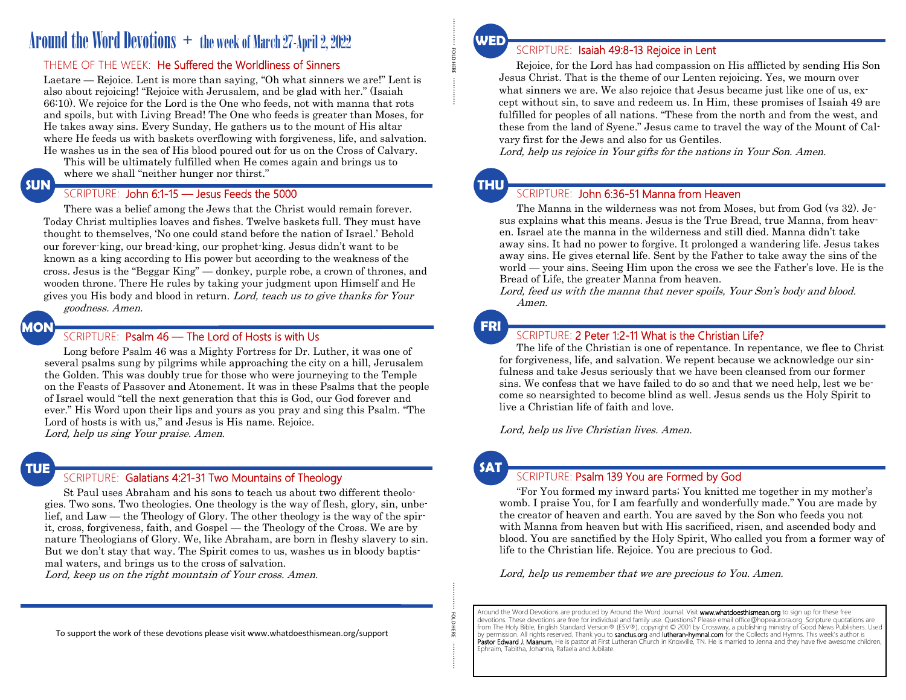# Around the Word Devotions + the week of March 27-April 2, 2022

## THEME OF THE WEEK: He Suffered the Worldliness of Sinners

Laetare — Rejoice. Lent is more than saying, "Oh what sinners we are!" Lent is also about rejoicing! "Rejoice with Jerusalem, and be glad with her." (Isaiah 66:10). We rejoice for the Lord is the One who feeds, not with manna that rots and spoils, but with Living Bread! The One who feeds is greater than Moses, for He takes away sins. Every Sunday, He gathers us to the mount of His altar where He feeds us with baskets overflowing with forgiveness, life, and salvation. He washes us in the sea of His blood poured out for us on the Cross of Calvary. This will be ultimately fulfilled when He comes again and brings us to where we shall "neither hunger nor thirst."

## SUN

### SCRIPTURE: John 6:1-15 — Jesus Feeds the 5000

There was a belief among the Jews that the Christ would remain forever. Today Christ multiplies loaves and fishes. Twelve baskets full. They must have thought to themselves, 'No one could stand before the nation of Israel.' Behold our forever-king, our bread-king, our prophet-king. Jesus didn't want to be known as a king according to His power but according to the weakness of the cross. Jesus is the "Beggar King" — donkey, purple robe, a crown of thrones, and wooden throne. There He rules by taking your judgment upon Himself and He gives you His body and blood in return. *Lord, teach us to give thanks for Your goodness. Amen.*

## MON

### SCRIPTURE: Psalm 46 — The Lord of Hosts is with Us

Long before Psalm 46 was a Mighty Fortress for Dr. Luther, it was one of several psalms sung by pilgrims while approaching the city on a hill, Jerusalem the Golden. This was doubly true for those who were journeying to the Temple on the Feasts of Passover and Atonement. It was in these Psalms that the people of Israel would "tell the next generation that this is God, our God forever and ever." His Word upon their lips and yours as you pray and sing this Psalm. "The Lord of hosts is with us," and Jesus is His name. Rejoice.
*Lord, help us sing Your praise. Amen.*

## TUE

### SCRIPTURE: Galatians 4:21-31 Two Mountains of Theology

St Paul uses Abraham and his sons to teach us about two different theologies. Two sons. Two theologies. One theology is the way of flesh, glory, sin, unbelief, and Law — the Theology of Glory. The other theology is the way of the spirit, cross, forgiveness, faith, and Gospel — the Theology of the Cross. We are by nature Theologians of Glory. We, like Abraham, are born in fleshy slavery to sin. But we don't stay that way. The Spirit comes to us, washes us in bloody baptismal waters, and brings us to the cross of salvation.
*Lord, keep us on the right mountain of Your cross. Amen.*

To support the work of these devotions please visit www.whatdoesthismean.org/support

## WED

### SCRIPTURE: Isaiah 49:8-13 Rejoice in Lent

Rejoice, for the Lord has had compassion on His afflicted by sending His Son Jesus Christ. That is the theme of our Lenten rejoicing. Yes, we mourn over what sinners we are. We also rejoice that Jesus became just like one of us, except without sin, to save and redeem us. In Him, these promises of Isaiah 49 are fulfilled for peoples of all nations. "These from the north and from the west, and these from the land of Syene." Jesus came to travel the way of the Mount of Calvary first for the Jews and also for us Gentiles.
*Lord, help us rejoice in Your gifts for the nations in Your Son. Amen.*

## THU

### SCRIPTURE: John 6:36-51 Manna from Heaven

The Manna in the wilderness was not from Moses, but from God (vs 32). Jesus explains what this means. Jesus is the True Bread, true Manna, from heaven. Israel ate the manna in the wilderness and still died. Manna didn't take away sins. It had no power to forgive. It prolonged a wandering life. Jesus takes away sins. He gives eternal life. Sent by the Father to take away the sins of the world — your sins. Seeing Him upon the cross we see the Father's love. He is the Bread of Life, the greater Manna from heaven.
*Lord, feed us with the manna that never spoils, Your Son's body and blood. Amen.*

## FRI

### SCRIPTURE: 2 Peter 1:2-11 What is the Christian Life?

The life of the Christian is one of repentance. In repentance, we flee to Christ for forgiveness, life, and salvation. We repent because we acknowledge our sinfulness and take Jesus seriously that we have been cleansed from our former sins. We confess that we have failed to do so and that we need help, lest we become so nearsighted to become blind as well. Jesus sends us the Holy Spirit to live a Christian life of faith and love.

*Lord, help us live Christian lives. Amen.*

## SAT

### SCRIPTURE: Psalm 139 You are Formed by God

"For You formed my inward parts; You knitted me together in my mother's womb. I praise You, for I am fearfully and wonderfully made." You are made by the creator of heaven and earth. You are saved by the Son who feeds you not with Manna from heaven but with His sacrificed, risen, and ascended body and blood. You are sanctified by the Holy Spirit, Who called you from a former way of life to the Christian life. Rejoice. You are precious to God.

*Lord, help us remember that we are precious to You. Amen.*

Around the Word Devotions are produced by Around the Word Journal. Visit **www.whatdoesthismean.org** to sign up for these free devotions. These devotions are free for individual and family use. Questions? Please email office@hopeaurora.org. Scripture quotations are from The Holy Bible, English Standard Version® (ESV®), copyright © 2001 by Crossway, a publishing ministry of Good News Publishers. Used by permission. All rights reserved. Thank you to **sanctus.org** and **lutheran-hymnal.com** for the Collects and Hymns. This week's author is **Pastor Edward J. Maanum.** He is pastor at First Lutheran Church in Knoxville, TN. He is married to Jenna and they have five awesome children, Ephraim, Tabitha, Johanna, Rafaela and Jubilate.